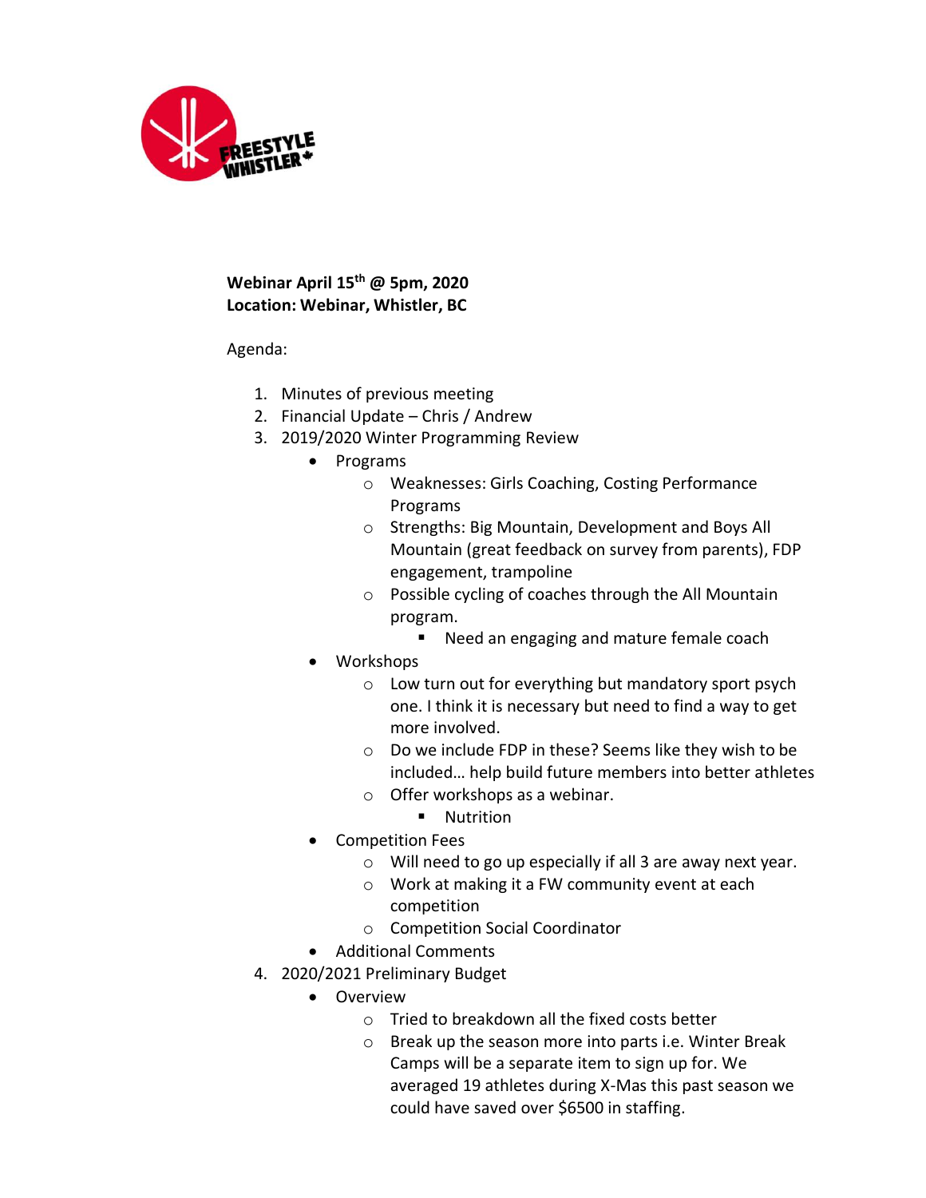**Webinar April 15th @ 5pm, 2020**
**Location: Webinar, Whistler, BC**

Agenda:

1. Minutes of previous meeting
2. Financial Update – Chris / Andrew
3. 2019/2020 Winter Programming Review
   - Programs
     - Weaknesses: Girls Coaching, Costing Performance Programs
     - Strengths: Big Mountain, Development and Boys All Mountain (great feedback on survey from parents), FDP engagement, trampoline
     - Possible cycling of coaches through the All Mountain program.
       - Need an engaging and mature female coach
   - Workshops
     - Low turn out for everything but mandatory sport psych one. I think it is necessary but need to find a way to get more involved.
     - Do we include FDP in these? Seems like they wish to be included… help build future members into better athletes
     - Offer workshops as a webinar.
       - Nutrition
   - Competition Fees
     - Will need to go up especially if all 3 are away next year.
     - Work at making it a FW community event at each competition
     - Competition Social Coordinator
   - Additional Comments
4. 2020/2021 Preliminary Budget
   - Overview
     - Tried to breakdown all the fixed costs better
     - Break up the season more into parts i.e. Winter Break Camps will be a separate item to sign up for. We averaged 19 athletes during X-Mas this past season we could have saved over $6500 in staffing.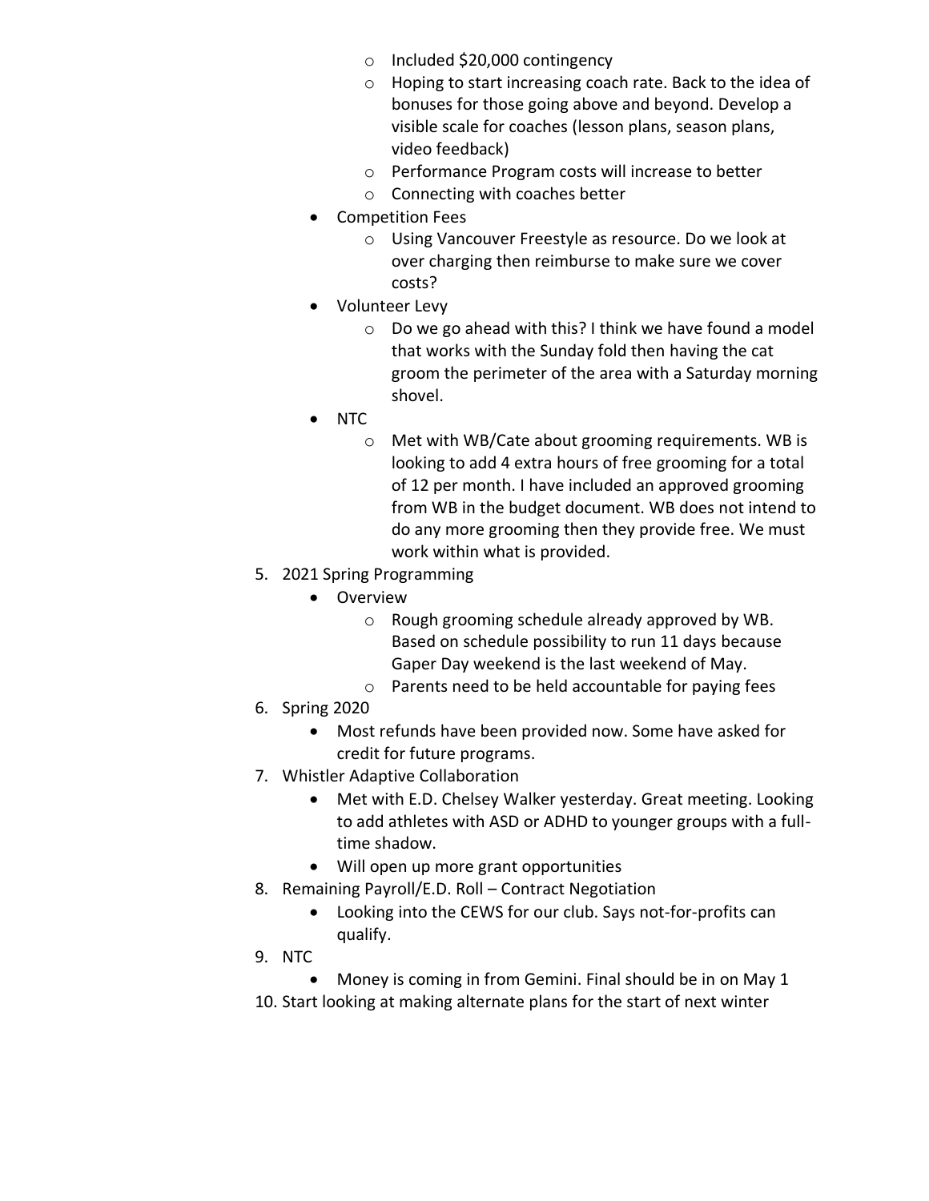- Included $20,000 contingency
    - Hoping to start increasing coach rate. Back to the idea of bonuses for those going above and beyond. Develop a visible scale for coaches (lesson plans, season plans, video feedback)
    - Performance Program costs will increase to better
    - Connecting with coaches better
  - Competition Fees
    - Using Vancouver Freestyle as resource. Do we look at over charging then reimburse to make sure we cover costs?
  - Volunteer Levy
    - Do we go ahead with this? I think we have found a model that works with the Sunday fold then having the cat groom the perimeter of the area with a Saturday morning shovel.
  - NTC
    - Met with WB/Cate about grooming requirements. WB is looking to add 4 extra hours of free grooming for a total of 12 per month. I have included an approved grooming from WB in the budget document. WB does not intend to do any more grooming then they provide free. We must work within what is provided.

5. 2021 Spring Programming
   - Overview
     - Rough grooming schedule already approved by WB. Based on schedule possibility to run 11 days because Gaper Day weekend is the last weekend of May.
     - Parents need to be held accountable for paying fees
6. Spring 2020
   - Most refunds have been provided now. Some have asked for credit for future programs.
7. Whistler Adaptive Collaboration
   - Met with E.D. Chelsey Walker yesterday. Great meeting. Looking to add athletes with ASD or ADHD to younger groups with a full-time shadow.
   - Will open up more grant opportunities
8. Remaining Payroll/E.D. Roll – Contract Negotiation
   - Looking into the CEWS for our club. Says not-for-profits can qualify.
9. NTC
   - Money is coming in from Gemini. Final should be in on May 1
10. Start looking at making alternate plans for the start of next winter